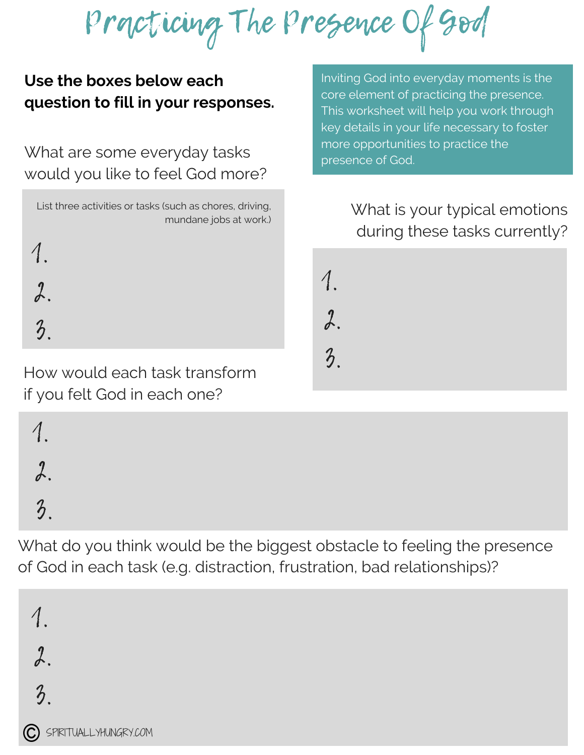# Practicing The Presence Of God

**Use the boxes below each question to fill in your responses.**

Inviting God into everyday moments is the core element of practicing the presence. This worksheet will help you work through key details in your life necessary to foster more opportunities to practice the presence of God.

What are some everyday tasks would you like to feel God more?

List three activities or tasks (such as chores, driving, mundane jobs at work.)

1.
2.
3.

What is your typical emotions during these tasks currently?

1.
2.
3.

How would each task transform if you felt God in each one?

1.
2.
3.

What do you think would be the biggest obstacle to feeling the presence of God in each task (e.g. distraction, frustration, bad relationships)?

1.
2.
3.

© SPIRITUALLYHUNGRY.COM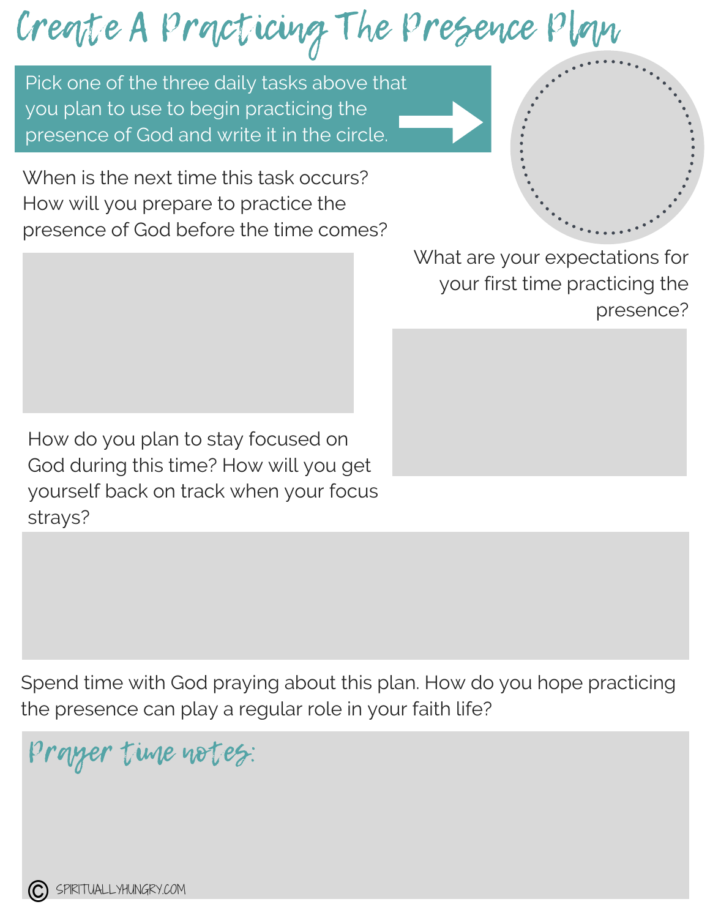# Create A Practicing The Presence Plan

Pick one of the three daily tasks above that you plan to use to begin practicing the presence of God and write it in the circle.

When is the next time this task occurs? How will you prepare to practice the presence of God before the time comes?

What are your expectations for your first time practicing the presence?

How do you plan to stay focused on God during this time? How will you get yourself back on track when your focus strays?

Spend time with God praying about this plan. How do you hope practicing the presence can play a regular role in your faith life?

**Prayer time notes:**

© SPIRITUALLYHUNGRY.COM